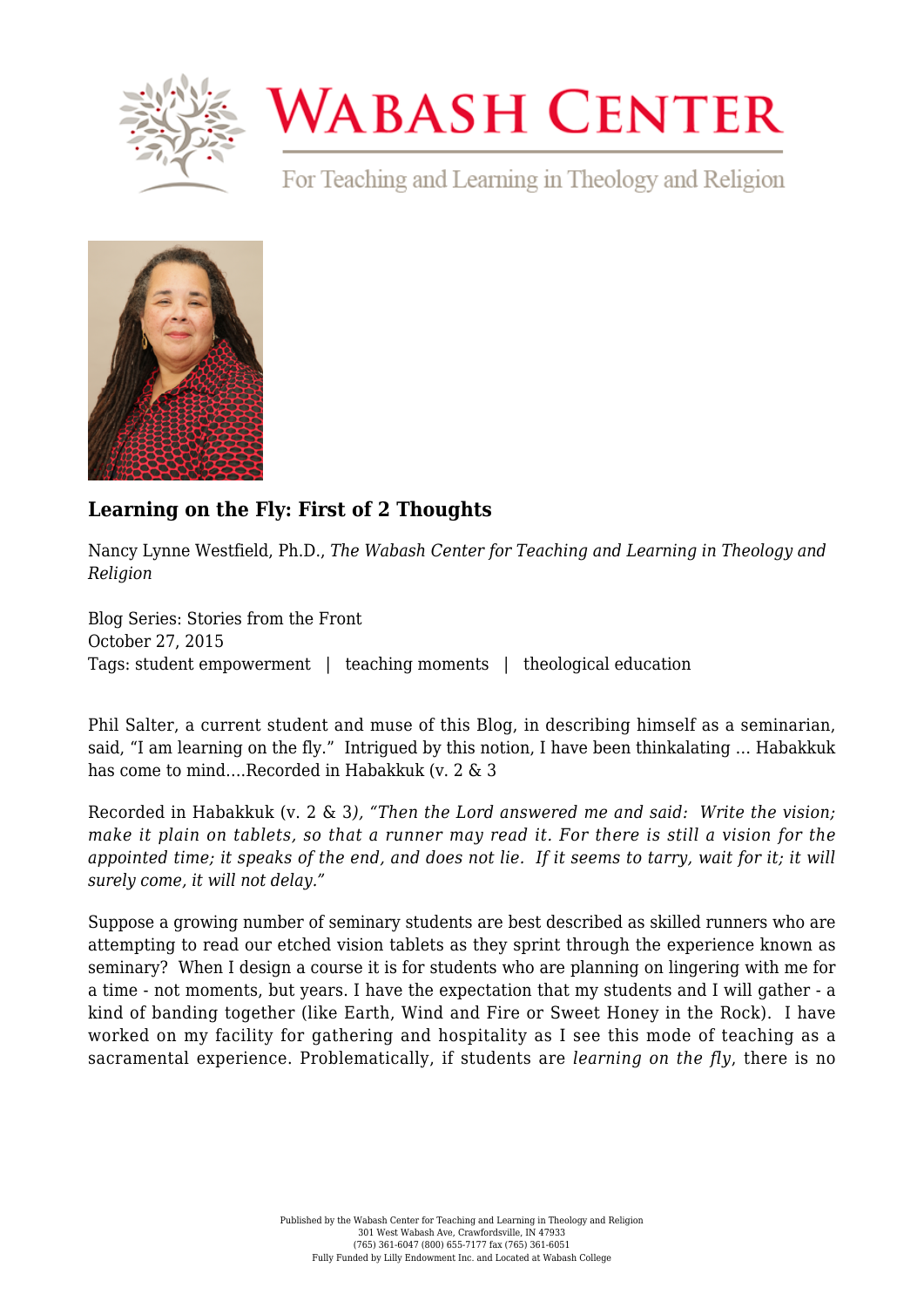### Learning on the Fly: First of 2 Thoughts

Nancy Lynne Westfield, Ph.D., *The Wabash Center for Teaching and Learning in Theology and Religion*

Blog Series: Stories from the Front
October 27, 2015
Tags: student empowerment | teaching moments | theological education

Phil Salter, a current student and muse of this Blog, in describing himself as a seminarian, said, "I am learning on the fly." Intrigued by this notion, I have been thinkalating ... Habakkuk has come to mind....Recorded in Habakkuk (v. 2 & 3

Recorded in Habakkuk (v. 2 & 3*), "Then the Lord answered me and said: Write the vision; make it plain on tablets, so that a runner may read it. For there is still a vision for the appointed time; it speaks of the end, and does not lie. If it seems to tarry, wait for it; it will surely come, it will not delay."*

Suppose a growing number of seminary students are best described as skilled runners who are attempting to read our etched vision tablets as they sprint through the experience known as seminary? When I design a course it is for students who are planning on lingering with me for a time - not moments, but years. I have the expectation that my students and I will gather - a kind of banding together (like Earth, Wind and Fire or Sweet Honey in the Rock). I have worked on my facility for gathering and hospitality as I see this mode of teaching as a sacramental experience. Problematically, if students are *learning on the fly*, there is no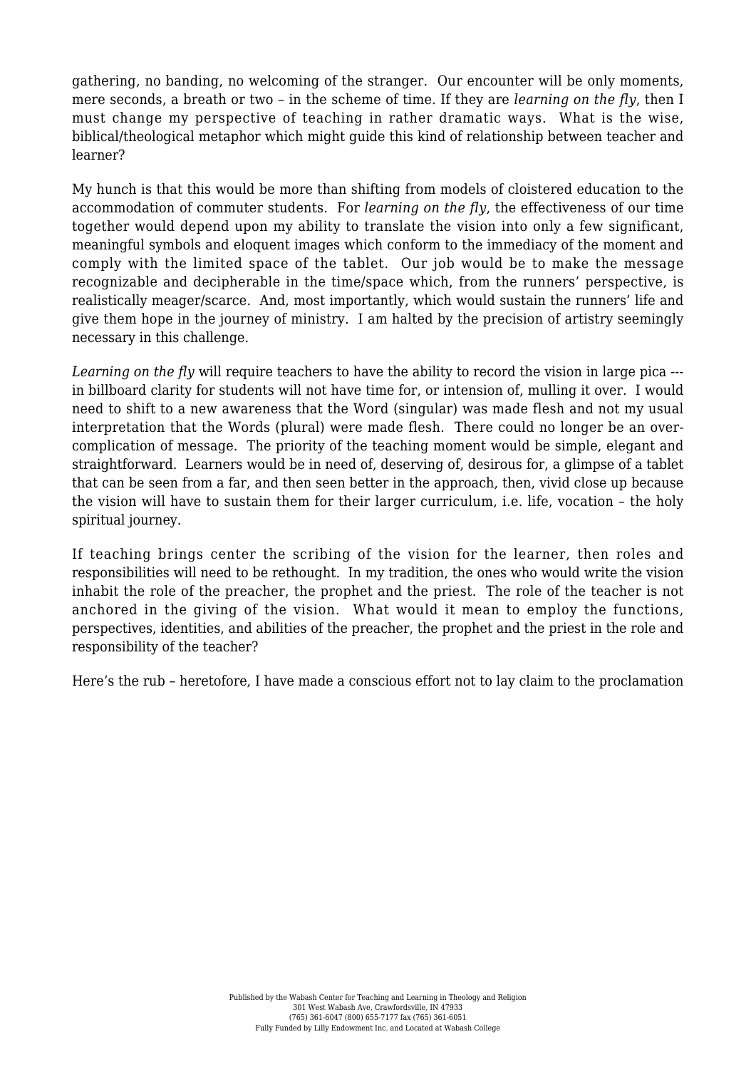gathering, no banding, no welcoming of the stranger. Our encounter will be only moments, mere seconds, a breath or two – in the scheme of time. If they are *learning on the fly*, then I must change my perspective of teaching in rather dramatic ways. What is the wise, biblical/theological metaphor which might guide this kind of relationship between teacher and learner?

My hunch is that this would be more than shifting from models of cloistered education to the accommodation of commuter students. For *learning on the fly*, the effectiveness of our time together would depend upon my ability to translate the vision into only a few significant, meaningful symbols and eloquent images which conform to the immediacy of the moment and comply with the limited space of the tablet. Our job would be to make the message recognizable and decipherable in the time/space which, from the runners' perspective, is realistically meager/scarce. And, most importantly, which would sustain the runners' life and give them hope in the journey of ministry. I am halted by the precision of artistry seemingly necessary in this challenge.

*Learning on the fly* will require teachers to have the ability to record the vision in large pica --- in billboard clarity for students will not have time for, or intension of, mulling it over. I would need to shift to a new awareness that the Word (singular) was made flesh and not my usual interpretation that the Words (plural) were made flesh. There could no longer be an over-complication of message. The priority of the teaching moment would be simple, elegant and straightforward. Learners would be in need of, deserving of, desirous for, a glimpse of a tablet that can be seen from a far, and then seen better in the approach, then, vivid close up because the vision will have to sustain them for their larger curriculum, i.e. life, vocation – the holy spiritual journey.

If teaching brings center the scribing of the vision for the learner, then roles and responsibilities will need to be rethought. In my tradition, the ones who would write the vision inhabit the role of the preacher, the prophet and the priest. The role of the teacher is not anchored in the giving of the vision. What would it mean to employ the functions, perspectives, identities, and abilities of the preacher, the prophet and the priest in the role and responsibility of the teacher?

Here's the rub – heretofore, I have made a conscious effort not to lay claim to the proclamation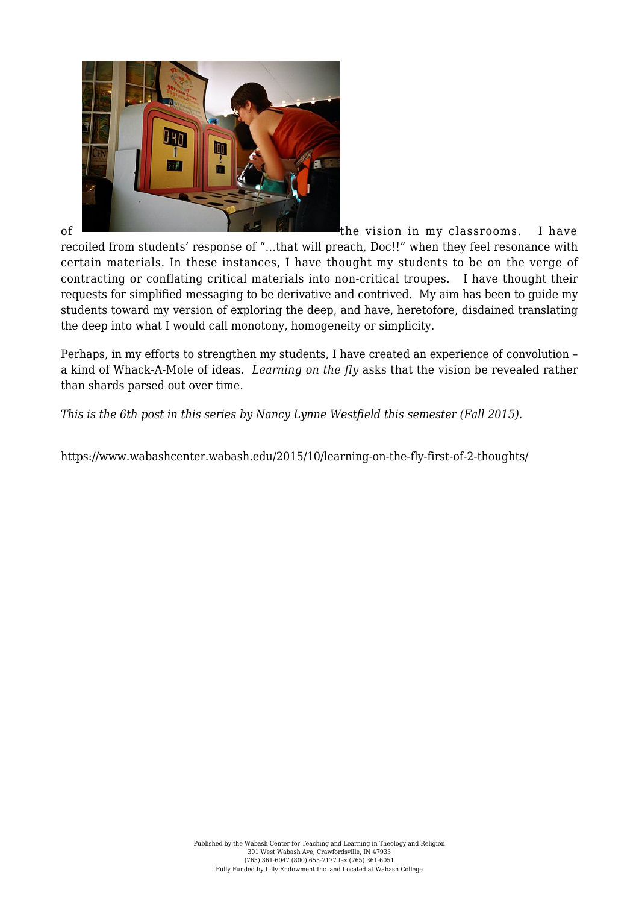of the vision in my classrooms. I have recoiled from students' response of "…that will preach, Doc!!" when they feel resonance with certain materials. In these instances, I have thought my students to be on the verge of contracting or conflating critical materials into non-critical troupes. I have thought their requests for simplified messaging to be derivative and contrived. My aim has been to guide my students toward my version of exploring the deep, and have, heretofore, disdained translating the deep into what I would call monotony, homogeneity or simplicity.

Perhaps, in my efforts to strengthen my students, I have created an experience of convolution – a kind of Whack-A-Mole of ideas. *Learning on the fly* asks that the vision be revealed rather than shards parsed out over time.

*This is the 6th post in this series by Nancy Lynne Westfield this semester (Fall 2015).*

https://www.wabashcenter.wabash.edu/2015/10/learning-on-the-fly-first-of-2-thoughts/